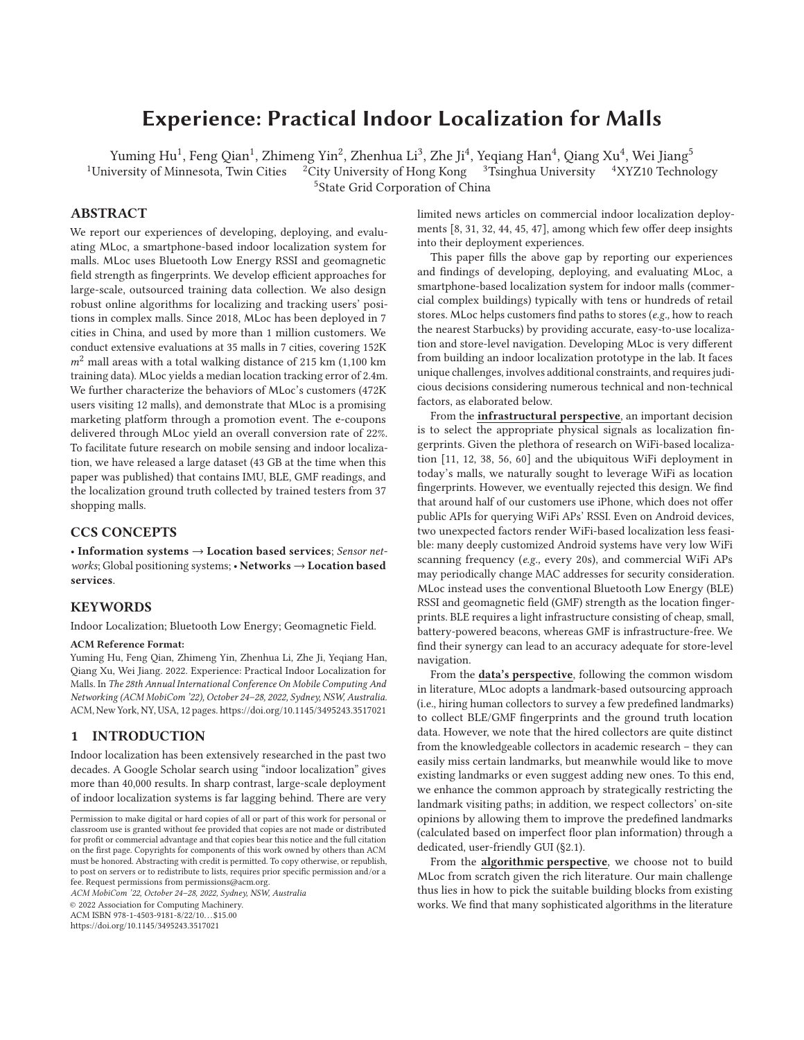# Experience: Practical Indoor Localization for Malls

Yuming Hu[1], Feng Qian[1], Zhimeng Yin[2], Zhenhua Li[3], Zhe Ji[4], Yeqiang Han[4], Qiang Xu[4], Wei Jiang[5]

[1]University of Minnesota, Twin Cities [2]City University of Hong Kong [3]Tsinghua University [4]XYZ10 Technology

[5]State Grid Corporation of China

## ABSTRACT

We report our experiences of developing, deploying, and evaluating MLoc, a smartphone-based indoor localization system for malls. MLoc uses Bluetooth Low Energy RSSI and geomagnetic field strength as fingerprints. We develop efficient approaches for large-scale, outsourced training data collection. We also design robust online algorithms for localizing and tracking users' positions in complex malls. Since 2018, MLoc has been deployed in 7 cities in China, and used by more than 1 million customers. We conduct extensive evaluations at 35 malls in 7 cities, covering 152K $m^2$ mall areas with a total walking distance of 215 km (1,100 km training data). MLoc yields a median location tracking error of 2.4m. We further characterize the behaviors of MLoc's customers (472K users visiting 12 malls), and demonstrate that MLoc is a promising marketing platform through a promotion event. The e-coupons delivered through MLoc yield an overall conversion rate of 22%. To facilitate future research on mobile sensing and indoor localization, we have released a large dataset (43 GB at the time when this paper was published) that contains IMU, BLE, GMF readings, and the localization ground truth collected by trained testers from 37 shopping malls.

## CCS CONCEPTS

• **Information systems → Location based services**; *Sensor networks*; Global positioning systems; • **Networks → Location based services**.

## KEYWORDS

Indoor Localization; Bluetooth Low Energy; Geomagnetic Field.

**ACM Reference Format:**

Yuming Hu, Feng Qian, Zhimeng Yin, Zhenhua Li, Zhe Ji, Yeqiang Han, Qiang Xu, Wei Jiang. 2022. Experience: Practical Indoor Localization for Malls. In *The 28th Annual International Conference On Mobile Computing And Networking (ACM MobiCom '22), October 24–28, 2022, Sydney, NSW, Australia.* ACM, New York, NY, USA, 12 pages. https://doi.org/10.1145/3495243.3517021

## 1 INTRODUCTION

Indoor localization has been extensively researched in the past two decades. A Google Scholar search using "indoor localization" gives more than 40,000 results. In sharp contrast, large-scale deployment of indoor localization systems is far lagging behind. There are very limited news articles on commercial indoor localization deployments [8, 31, 32, 44, 45, 47], among which few offer deep insights into their deployment experiences.

This paper fills the above gap by reporting our experiences and findings of developing, deploying, and evaluating MLoc, a smartphone-based localization system for indoor malls (commercial complex buildings) typically with tens or hundreds of retail stores. MLoc helps customers find paths to stores (*e.g.*, how to reach the nearest Starbucks) by providing accurate, easy-to-use localization and store-level navigation. Developing MLoc is very different from building an indoor localization prototype in the lab. It faces unique challenges, involves additional constraints, and requires judicious decisions considering numerous technical and non-technical factors, as elaborated below.

From the **infrastructural perspective**, an important decision is to select the appropriate physical signals as localization fingerprints. Given the plethora of research on WiFi-based localization [11, 12, 38, 56, 60] and the ubiquitous WiFi deployment in today's malls, we naturally sought to leverage WiFi as location fingerprints. However, we eventually rejected this design. We find that around half of our customers use iPhone, which does not offer public APIs for querying WiFi APs' RSSI. Even on Android devices, two unexpected factors render WiFi-based localization less feasible: many deeply customized Android systems have very low WiFi scanning frequency (*e.g.*, every 20s), and commercial WiFi APs may periodically change MAC addresses for security consideration. MLoc instead uses the conventional Bluetooth Low Energy (BLE) RSSI and geomagnetic field (GMF) strength as the location fingerprints. BLE requires a light infrastructure consisting of cheap, small, battery-powered beacons, whereas GMF is infrastructure-free. We find their synergy can lead to an accuracy adequate for store-level navigation.

From the **data's perspective**, following the common wisdom in literature, MLoc adopts a landmark-based outsourcing approach (i.e., hiring human collectors to survey a few predefined landmarks) to collect BLE/GMF fingerprints and the ground truth location data. However, we note that the hired collectors are quite distinct from the knowledgeable collectors in academic research – they can easily miss certain landmarks, but meanwhile would like to move existing landmarks or even suggest adding new ones. To this end, we enhance the common approach by strategically restricting the landmark visiting paths; in addition, we respect collectors' on-site opinions by allowing them to improve the predefined landmarks (calculated based on imperfect floor plan information) through a dedicated, user-friendly GUI (§2.1).

From the **algorithmic perspective**, we choose not to build MLoc from scratch given the rich literature. Our main challenge thus lies in how to pick the suitable building blocks from existing works. We find that many sophisticated algorithms in the literature

Permission to make digital or hard copies of all or part of this work for personal or classroom use is granted without fee provided that copies are not made or distributed for profit or commercial advantage and that copies bear this notice and the full citation on the first page. Copyrights for components of this work owned by others than ACM must be honored. Abstracting with credit is permitted. To copy otherwise, or republish, to post on servers or to redistribute to lists, requires prior specific permission and/or a fee. Request permissions from permissions@acm.org.

*ACM MobiCom '22, October 24–28, 2022, Sydney, NSW, Australia*

© 2022 Association for Computing Machinery.

ACM ISBN 978-1-4503-9181-8/22/10…$15.00

https://doi.org/10.1145/3495243.3517021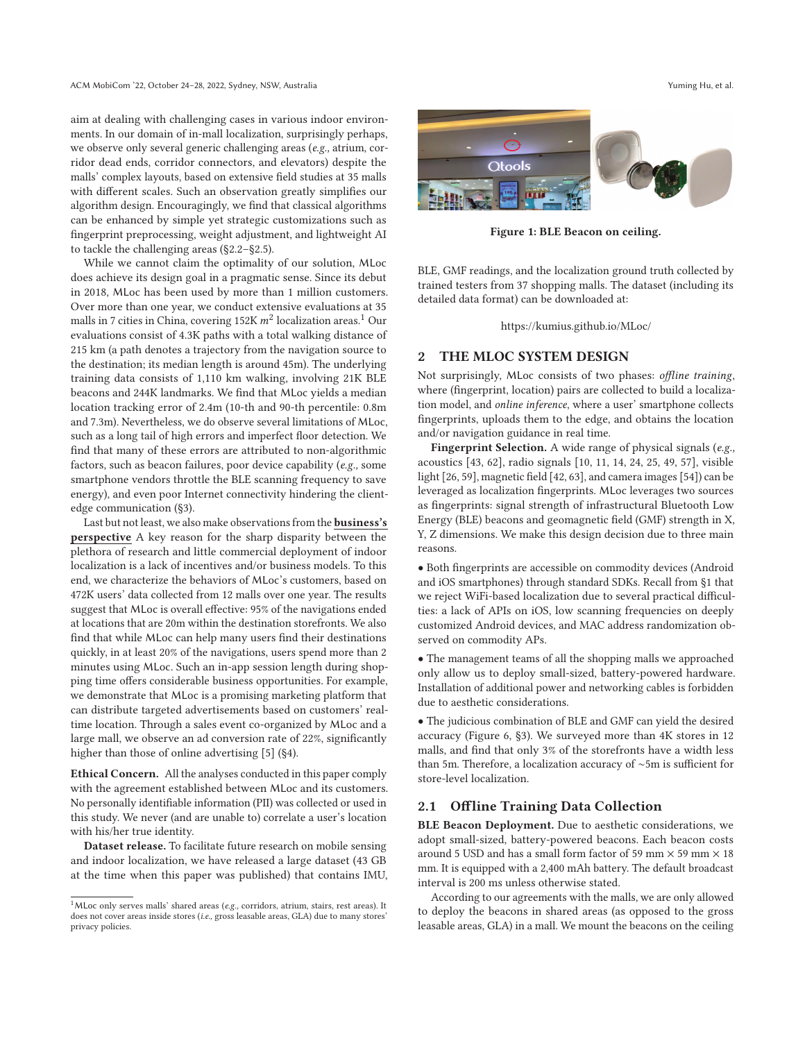aim at dealing with challenging cases in various indoor environments. In our domain of in-mall localization, surprisingly perhaps, we observe only several generic challenging areas (*e.g.,* atrium, corridor dead ends, corridor connectors, and elevators) despite the malls' complex layouts, based on extensive field studies at 35 malls with different scales. Such an observation greatly simplifies our algorithm design. Encouragingly, we find that classical algorithms can be enhanced by simple yet strategic customizations such as fingerprint preprocessing, weight adjustment, and lightweight AI to tackle the challenging areas (§2.2–§2.5).

While we cannot claim the optimality of our solution, MLoc does achieve its design goal in a pragmatic sense. Since its debut in 2018, MLoc has been used by more than 1 million customers. Over more than one year, we conduct extensive evaluations at 35 malls in 7 cities in China, covering 152K $m^2$ localization areas.[1] Our evaluations consist of 4.3K paths with a total walking distance of 215 km (a path denotes a trajectory from the navigation source to the destination; its median length is around 45m). The underlying training data consists of 1,110 km walking, involving 21K BLE beacons and 244K landmarks. We find that MLoc yields a median location tracking error of 2.4m (10-th and 90-th percentile: 0.8m and 7.3m). Nevertheless, we do observe several limitations of MLoc, such as a long tail of high errors and imperfect floor detection. We find that many of these errors are attributed to non-algorithmic factors, such as beacon failures, poor device capability (*e.g.,* some smartphone vendors throttle the BLE scanning frequency to save energy), and even poor Internet connectivity hindering the client-edge communication (§3).

Last but not least, we also make observations from the **business's perspective** A key reason for the sharp disparity between the plethora of research and little commercial deployment of indoor localization is a lack of incentives and/or business models. To this end, we characterize the behaviors of MLoc's customers, based on 472K users' data collected from 12 malls over one year. The results suggest that MLoc is overall effective: 95% of the navigations ended at locations that are 20m within the destination storefronts. We also find that while MLoc can help many users find their destinations quickly, in at least 20% of the navigations, users spend more than 2 minutes using MLoc. Such an in-app session length during shopping time offers considerable business opportunities. For example, we demonstrate that MLoc is a promising marketing platform that can distribute targeted advertisements based on customers' real-time location. Through a sales event co-organized by MLoc and a large mall, we observe an ad conversion rate of 22%, significantly higher than those of online advertising [5] (§4).

**Ethical Concern.** All the analyses conducted in this paper comply with the agreement established between MLoc and its customers. No personally identifiable information (PII) was collected or used in this study. We never (and are unable to) correlate a user's location with his/her true identity.

**Dataset release.** To facilitate future research on mobile sensing and indoor localization, we have released a large dataset (43 GB at the time when this paper was published) that contains IMU, BLE, GMF readings, and the localization ground truth collected by trained testers from 37 shopping malls. The dataset (including its detailed data format) can be downloaded at:

https://kumius.github.io/MLoc/

[1] MLoc only serves malls' shared areas (*e.g.,* corridors, atrium, stairs, rest areas). It does not cover areas inside stores (*i.e.,* gross leasable areas, GLA) due to many stores' privacy policies.

Figure 1: BLE Beacon on ceiling.

## 2 THE MLOC SYSTEM DESIGN

Not surprisingly, MLoc consists of two phases: *offline training*, where (fingerprint, location) pairs are collected to build a localization model, and *online inference*, where a user' smartphone collects fingerprints, uploads them to the edge, and obtains the location and/or navigation guidance in real time.

**Fingerprint Selection.** A wide range of physical signals (*e.g.,* acoustics [43, 62], radio signals [10, 11, 14, 24, 25, 49, 57], visible light [26, 59], magnetic field [42, 63], and camera images [54]) can be leveraged as localization fingerprints. MLoc leverages two sources as fingerprints: signal strength of infrastructural Bluetooth Low Energy (BLE) beacons and geomagnetic field (GMF) strength in X, Y, Z dimensions. We make this design decision due to three main reasons.

- Both fingerprints are accessible on commodity devices (Android and iOS smartphones) through standard SDKs. Recall from §1 that we reject WiFi-based localization due to several practical difficulties: a lack of APIs on iOS, low scanning frequencies on deeply customized Android devices, and MAC address randomization observed on commodity APs.
- The management teams of all the shopping malls we approached only allow us to deploy small-sized, battery-powered hardware. Installation of additional power and networking cables is forbidden due to aesthetic considerations.
- The judicious combination of BLE and GMF can yield the desired accuracy (Figure 6, §3). We surveyed more than 4K stores in 12 malls, and find that only 3% of the storefronts have a width less than 5m. Therefore, a localization accuracy of ~5m is sufficient for store-level localization.

### 2.1 Offline Training Data Collection

**BLE Beacon Deployment.** Due to aesthetic considerations, we adopt small-sized, battery-powered beacons. Each beacon costs around 5 USD and has a small form factor of 59 mm × 59 mm × 18 mm. It is equipped with a 2,400 mAh battery. The default broadcast interval is 200 ms unless otherwise stated.

According to our agreements with the malls, we are only allowed to deploy the beacons in shared areas (as opposed to the gross leasable areas, GLA) in a mall. We mount the beacons on the ceiling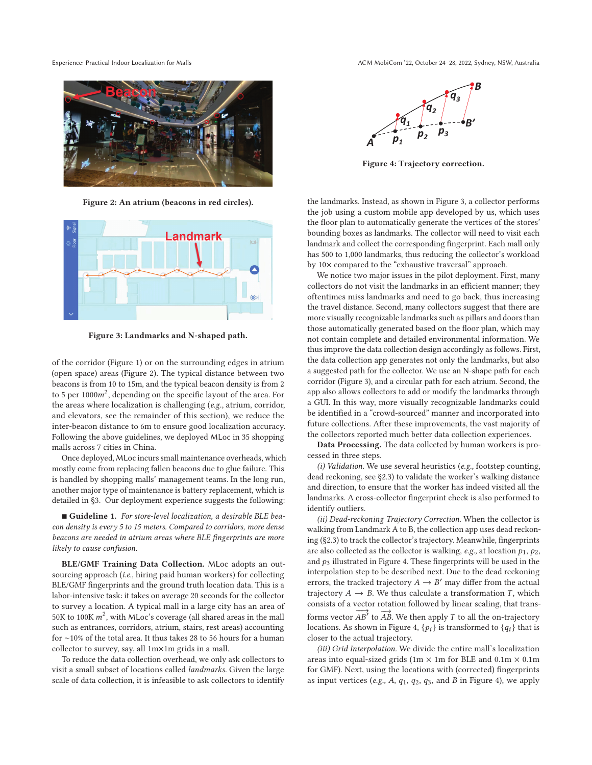Figure 2: An atrium (beacons in red circles).

Figure 3: Landmarks and N-shaped path.

of the corridor (Figure 1) or on the surrounding edges in atrium (open space) areas (Figure 2). The typical distance between two beacons is from 10 to 15m, and the typical beacon density is from 2 to 5 per 1000$m^2$, depending on the specific layout of the area. For the areas where localization is challenging (*e.g.,* atrium, corridor, and elevators, see the remainder of this section), we reduce the inter-beacon distance to 6m to ensure good localization accuracy. Following the above guidelines, we deployed MLoc in 35 shopping malls across 7 cities in China.

Once deployed, MLoc incurs small maintenance overheads, which mostly come from replacing fallen beacons due to glue failure. This is handled by shopping malls' management teams. In the long run, another major type of maintenance is battery replacement, which is detailed in §3. Our deployment experience suggests the following:

■ **Guideline 1.** *For store-level localization, a desirable BLE beacon density is every 5 to 15 meters. Compared to corridors, more dense beacons are needed in atrium areas where BLE fingerprints are more likely to cause confusion.*

**BLE/GMF Training Data Collection.** MLoc adopts an outsourcing approach (*i.e.,* hiring paid human workers) for collecting BLE/GMF fingerprints and the ground truth location data. This is a labor-intensive task: it takes on average 20 seconds for the collector to survey a location. A typical mall in a large city has an area of 50K to 100K $m^2$, with MLoc's coverage (all shared areas in the mall such as entrances, corridors, atrium, stairs, rest areas) accounting for ~10% of the total area. It thus takes 28 to 56 hours for a human collector to survey, say, all 1m×1m grids in a mall.

To reduce the data collection overhead, we only ask collectors to visit a small subset of locations called *landmarks*. Given the large scale of data collection, it is infeasible to ask collectors to identify the landmarks. Instead, as shown in Figure 3, a collector performs the job using a custom mobile app developed by us, which uses the floor plan to automatically generate the vertices of the stores' bounding boxes as landmarks. The collector will need to visit each landmark and collect the corresponding fingerprint. Each mall only has 500 to 1,000 landmarks, thus reducing the collector's workload by 10× compared to the "exhaustive traversal" approach.

Figure 4: Trajectory correction.

We notice two major issues in the pilot deployment. First, many collectors do not visit the landmarks in an efficient manner; they oftentimes miss landmarks and need to go back, thus increasing the travel distance. Second, many collectors suggest that there are more visually recognizable landmarks such as pillars and doors than those automatically generated based on the floor plan, which may not contain complete and detailed environmental information. We thus improve the data collection design accordingly as follows. First, the data collection app generates not only the landmarks, but also a suggested path for the collector. We use an N-shape path for each corridor (Figure 3), and a circular path for each atrium. Second, the app also allows collectors to add or modify the landmarks through a GUI. In this way, more visually recognizable landmarks could be identified in a "crowd-sourced" manner and incorporated into future collections. After these improvements, the vast majority of the collectors reported much better data collection experiences.

**Data Processing.** The data collected by human workers is processed in three steps.

*(i) Validation.* We use several heuristics (*e.g.,* footstep counting, dead reckoning, see §2.3) to validate the worker's walking distance and direction, to ensure that the worker has indeed visited all the landmarks. A cross-collector fingerprint check is also performed to identify outliers.

*(ii) Dead-reckoning Trajectory Correction.* When the collector is walking from Landmark A to B, the collection app uses dead reckoning (§2.3) to track the collector's trajectory. Meanwhile, fingerprints are also collected as the collector is walking, *e.g.,* at location $p_1$, $p_2$, and $p_3$ illustrated in Figure 4. These fingerprints will be used in the interpolation step to be described next. Due to the dead reckoning errors, the tracked trajectory $A \rightarrow B'$ may differ from the actual trajectory $A \rightarrow B$. We thus calculate a transformation $T$, which consists of a vector rotation followed by linear scaling, that transforms vector $\overrightarrow{AB'}$ to $\overrightarrow{AB}$. We then apply $T$ to all the on-trajectory locations. As shown in Figure 4, $\{p_i\}$ is transformed to $\{q_i\}$ that is closer to the actual trajectory.

*(iii) Grid Interpolation.* We divide the entire mall's localization areas into equal-sized grids (1m × 1m for BLE and 0.1m × 0.1m for GMF). Next, using the locations with (corrected) fingerprints as input vertices (*e.g.,* $A$, $q_1$, $q_2$, $q_3$, and $B$ in Figure 4), we apply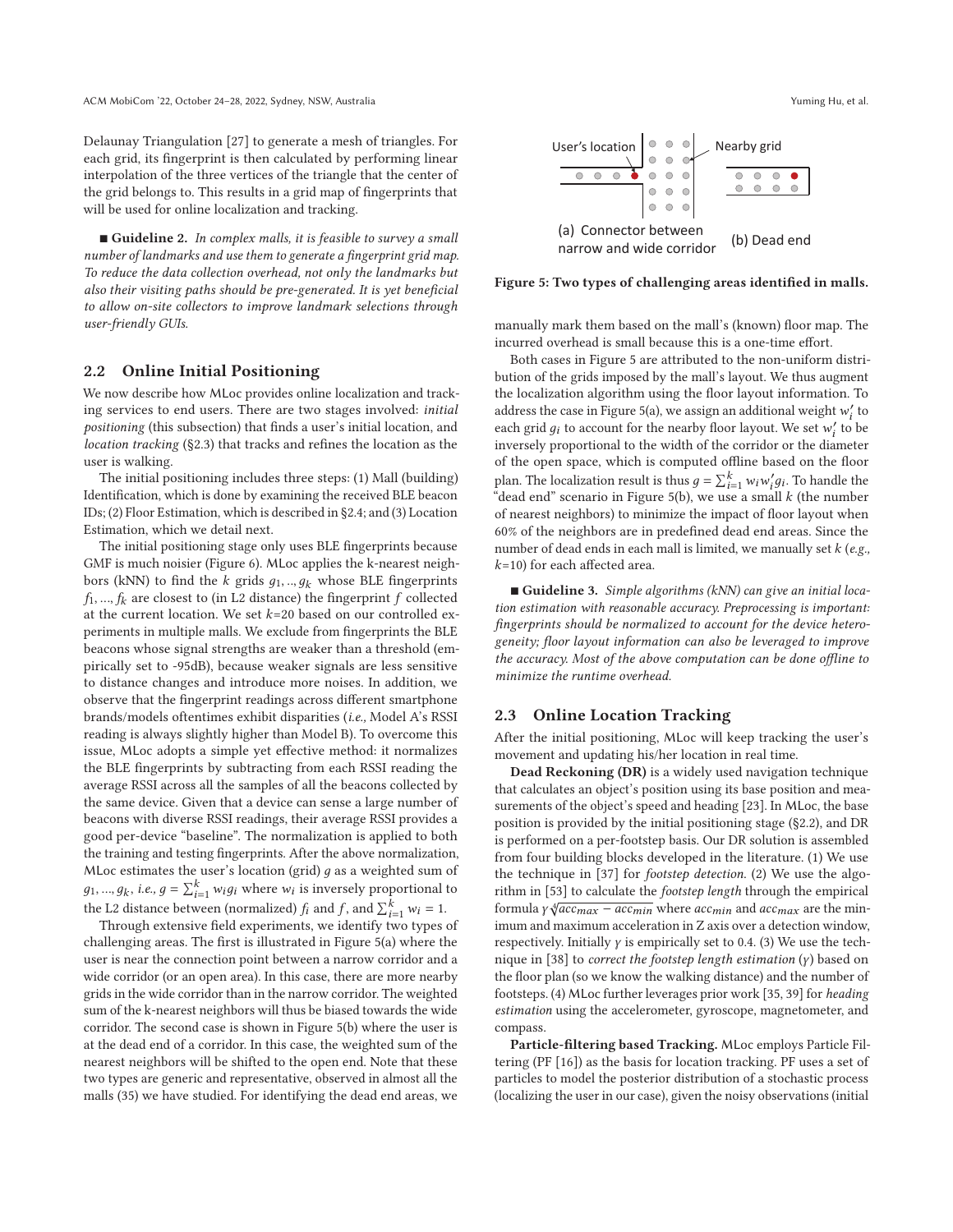Delaunay Triangulation [27] to generate a mesh of triangles. For each grid, its fingerprint is then calculated by performing linear interpolation of the three vertices of the triangle that the center of the grid belongs to. This results in a grid map of fingerprints that will be used for online localization and tracking.

■ **Guideline 2.** *In complex malls, it is feasible to survey a small number of landmarks and use them to generate a fingerprint grid map. To reduce the data collection overhead, not only the landmarks but also their visiting paths should be pre-generated. It is yet beneficial to allow on-site collectors to improve landmark selections through user-friendly GUIs.*

## 2.2 Online Initial Positioning

We now describe how MLoc provides online localization and tracking services to end users. There are two stages involved: *initial positioning* (this subsection) that finds a user's initial location, and *location tracking* (§2.3) that tracks and refines the location as the user is walking.

The initial positioning includes three steps: (1) Mall (building) Identification, which is done by examining the received BLE beacon IDs; (2) Floor Estimation, which is described in §2.4; and (3) Location Estimation, which we detail next.

The initial positioning stage only uses BLE fingerprints because GMF is much noisier (Figure 6). MLoc applies the k-nearest neighbors (kNN) to find the $k$ grids $g_1, .., g_k$ whose BLE fingerprints $f_1, ..., f_k$ are closest to (in L2 distance) the fingerprint $f$ collected at the current location. We set $k$=20 based on our controlled experiments in multiple malls. We exclude from fingerprints the BLE beacons whose signal strengths are weaker than a threshold (empirically set to -95dB), because weaker signals are less sensitive to distance changes and introduce more noises. In addition, we observe that the fingerprint readings across different smartphone brands/models oftentimes exhibit disparities (*i.e.,* Model A's RSSI reading is always slightly higher than Model B). To overcome this issue, MLoc adopts a simple yet effective method: it normalizes the BLE fingerprints by subtracting from each RSSI reading the average RSSI across all the samples of all the beacons collected by the same device. Given that a device can sense a large number of beacons with diverse RSSI readings, their average RSSI provides a good per-device "baseline". The normalization is applied to both the training and testing fingerprints. After the above normalization, MLoc estimates the user's location (grid) $g$ as a weighted sum of $g_1, ..., g_k$, *i.e.,* $g = \sum_{i=1}^{k} w_i g_i$ where $w_i$ is inversely proportional to the L2 distance between (normalized) $f_i$ and $f$, and $\sum_{i=1}^{k} w_i = 1$.

Through extensive field experiments, we identify two types of challenging areas. The first is illustrated in Figure 5(a) where the user is near the connection point between a narrow corridor and a wide corridor (or an open area). In this case, there are more nearby grids in the wide corridor than in the narrow corridor. The weighted sum of the k-nearest neighbors will thus be biased towards the wide corridor. The second case is shown in Figure 5(b) where the user is at the dead end of a corridor. In this case, the weighted sum of the nearest neighbors will be shifted to the open end. Note that these two types are generic and representative, observed in almost all the malls (35) we have studied. For identifying the dead end areas, we manually mark them based on the mall's (known) floor map. The incurred overhead is small because this is a one-time effort.

User's location | Nearby grid

(a) Connector between narrow and wide corridor (b) Dead end

**Figure 5: Two types of challenging areas identified in malls.**

Both cases in Figure 5 are attributed to the non-uniform distribution of the grids imposed by the mall's layout. We thus augment the localization algorithm using the floor layout information. To address the case in Figure 5(a), we assign an additional weight $w_i'$ to each grid $g_i$ to account for the nearby floor layout. We set $w_i'$ to be inversely proportional to the width of the corridor or the diameter of the open space, which is computed offline based on the floor plan. The localization result is thus $g = \sum_{i=1}^{k} w_i w_i' g_i$. To handle the "dead end" scenario in Figure 5(b), we use a small $k$ (the number of nearest neighbors) to minimize the impact of floor layout when 60% of the neighbors are in predefined dead end areas. Since the number of dead ends in each mall is limited, we manually set $k$ (*e.g., k*=10) for each affected area.

■ **Guideline 3.** *Simple algorithms (kNN) can give an initial location estimation with reasonable accuracy. Preprocessing is important: fingerprints should be normalized to account for the device heterogeneity; floor layout information can also be leveraged to improve the accuracy. Most of the above computation can be done offline to minimize the runtime overhead.*

## 2.3 Online Location Tracking

After the initial positioning, MLoc will keep tracking the user's movement and updating his/her location in real time.

**Dead Reckoning (DR)** is a widely used navigation technique that calculates an object's position using its base position and measurements of the object's speed and heading [23]. In MLoc, the base position is provided by the initial positioning stage (§2.2), and DR is performed on a per-footstep basis. Our DR solution is assembled from four building blocks developed in the literature. (1) We use the technique in [37] for *footstep detection*. (2) We use the algorithm in [53] to calculate the *footstep length* through the empirical formula $\gamma \sqrt[4]{acc_{max} - acc_{min}}$ where $acc_{min}$ and $acc_{max}$ are the minimum and maximum acceleration in Z axis over a detection window, respectively. Initially $\gamma$ is empirically set to 0.4. (3) We use the technique in [38] to *correct the footstep length estimation* ($\gamma$) based on the floor plan (so we know the walking distance) and the number of footsteps. (4) MLoc further leverages prior work [35, 39] for *heading estimation* using the accelerometer, gyroscope, magnetometer, and compass.

**Particle-filtering based Tracking.** MLoc employs Particle Filtering (PF [16]) as the basis for location tracking. PF uses a set of particles to model the posterior distribution of a stochastic process (localizing the user in our case), given the noisy observations (initial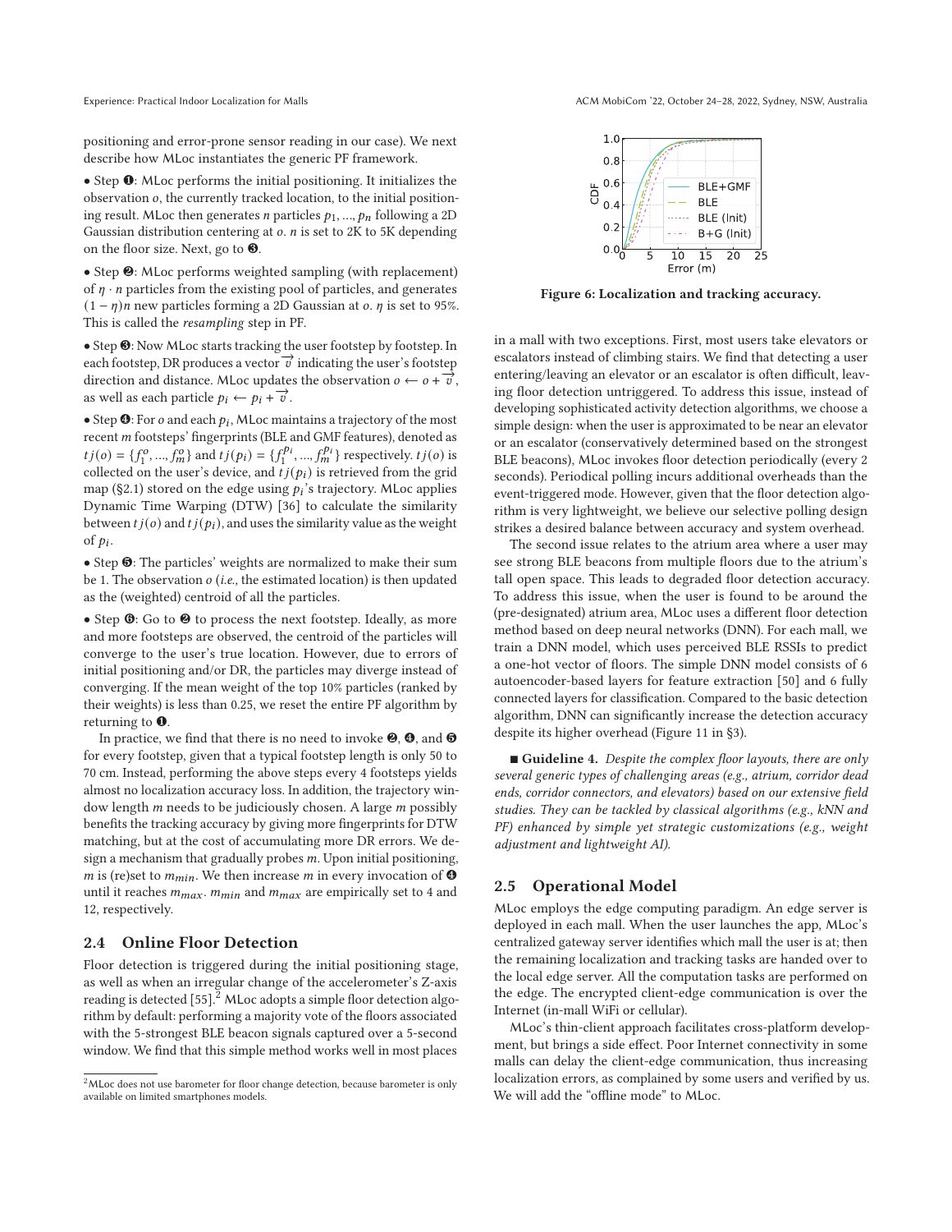positioning and error-prone sensor reading in our case). We next describe how MLoc instantiates the generic PF framework.

• Step ❶: MLoc performs the initial positioning. It initializes the observation $o$, the currently tracked location, to the initial positioning result. MLoc then generates $n$ particles $p_1, ..., p_n$ following a 2D Gaussian distribution centering at $o$. $n$ is set to 2K to 5K depending on the floor size. Next, go to ❸.

• Step ❷: MLoc performs weighted sampling (with replacement) of $\eta \cdot n$ particles from the existing pool of particles, and generates $(1 - \eta)n$ new particles forming a 2D Gaussian at $o$. $\eta$ is set to 95%. This is called the *resampling* step in PF.

• Step ❸: Now MLoc starts tracking the user footstep by footstep. In each footstep, DR produces a vector $\overrightarrow{v}$ indicating the user's footstep direction and distance. MLoc updates the observation $o \leftarrow o + \overrightarrow{v}$, as well as each particle $p_i \leftarrow p_i + \overrightarrow{v}$.

• Step ❹: For $o$ and each $p_i$, MLoc maintains a trajectory of the most recent $m$ footsteps' fingerprints (BLE and GMF features), denoted as $tj(o) = \{f_1^o, ..., f_m^o\}$ and $tj(p_i) = \{f_1^{p_i}, ..., f_m^{p_i}\}$ respectively. $tj(o)$ is collected on the user's device, and $tj(p_i)$ is retrieved from the grid map (§2.1) stored on the edge using $p_i$'s trajectory. MLoc applies Dynamic Time Warping (DTW) [36] to calculate the similarity between $tj(o)$ and $tj(p_i)$, and uses the similarity value as the weight of $p_i$.

• Step ❺: The particles' weights are normalized to make their sum be 1. The observation $o$ (*i.e.,* the estimated location) is then updated as the (weighted) centroid of all the particles.

• Step ❻: Go to ❷ to process the next footstep. Ideally, as more and more footsteps are observed, the centroid of the particles will converge to the user's true location. However, due to errors of initial positioning and/or DR, the particles may diverge instead of converging. If the mean weight of the top 10% particles (ranked by their weights) is less than 0.25, we reset the entire PF algorithm by returning to ❶.

In practice, we find that there is no need to invoke ❷, ❹, and ❺ for every footstep, given that a typical footstep length is only 50 to 70 cm. Instead, performing the above steps every 4 footsteps yields almost no localization accuracy loss. In addition, the trajectory window length $m$ needs to be judiciously chosen. A large $m$ possibly benefits the tracking accuracy by giving more fingerprints for DTW matching, but at the cost of accumulating more DR errors. We design a mechanism that gradually probes $m$. Upon initial positioning, $m$ is (re)set to $m_{min}$. We then increase $m$ in every invocation of ❹ until it reaches $m_{max}$. $m_{min}$ and $m_{max}$ are empirically set to 4 and 12, respectively.

## 2.4 Online Floor Detection

Floor detection is triggered during the initial positioning stage, as well as when an irregular change of the accelerometer's Z-axis reading is detected [55].[2] MLoc adopts a simple floor detection algorithm by default: performing a majority vote of the floors associated with the 5-strongest BLE beacon signals captured over a 5-second window. We find that this simple method works well in most places in a mall with two exceptions. First, most users take elevators or escalators instead of climbing stairs. We find that detecting a user entering/leaving an elevator or an escalator is often difficult, leaving floor detection untriggered. To address this issue, instead of developing sophisticated activity detection algorithms, we choose a simple design: when the user is approximated to be near an elevator or an escalator (conservatively determined based on the strongest BLE beacons), MLoc invokes floor detection periodically (every 2 seconds). Periodical polling incurs additional overheads than the event-triggered mode. However, given that the floor detection algorithm is very lightweight, we believe our selective polling design strikes a desired balance between accuracy and system overhead.

[2] MLoc does not use barometer for floor change detection, because barometer is only available on limited smartphones models.

Figure 6: Localization and tracking accuracy.

The second issue relates to the atrium area where a user may see strong BLE beacons from multiple floors due to the atrium's tall open space. This leads to degraded floor detection accuracy. To address this issue, when the user is found to be around the (pre-designated) atrium area, MLoc uses a different floor detection method based on deep neural networks (DNN). For each mall, we train a DNN model, which uses perceived BLE RSSIs to predict a one-hot vector of floors. The simple DNN model consists of 6 autoencoder-based layers for feature extraction [50] and 6 fully connected layers for classification. Compared to the basic detection algorithm, DNN can significantly increase the detection accuracy despite its higher overhead (Figure 11 in §3).

■ **Guideline 4.** *Despite the complex floor layouts, there are only several generic types of challenging areas (e.g., atrium, corridor dead ends, corridor connectors, and elevators) based on our extensive field studies. They can be tackled by classical algorithms (e.g., kNN and PF) enhanced by simple yet strategic customizations (e.g., weight adjustment and lightweight AI).*

## 2.5 Operational Model

MLoc employs the edge computing paradigm. An edge server is deployed in each mall. When the user launches the app, MLoc's centralized gateway server identifies which mall the user is at; then the remaining localization and tracking tasks are handed over to the local edge server. All the computation tasks are performed on the edge. The encrypted client-edge communication is over the Internet (in-mall WiFi or cellular).

MLoc's thin-client approach facilitates cross-platform development, but brings a side effect. Poor Internet connectivity in some malls can delay the client-edge communication, thus increasing localization errors, as complained by some users and verified by us. We will add the "offline mode" to MLoc.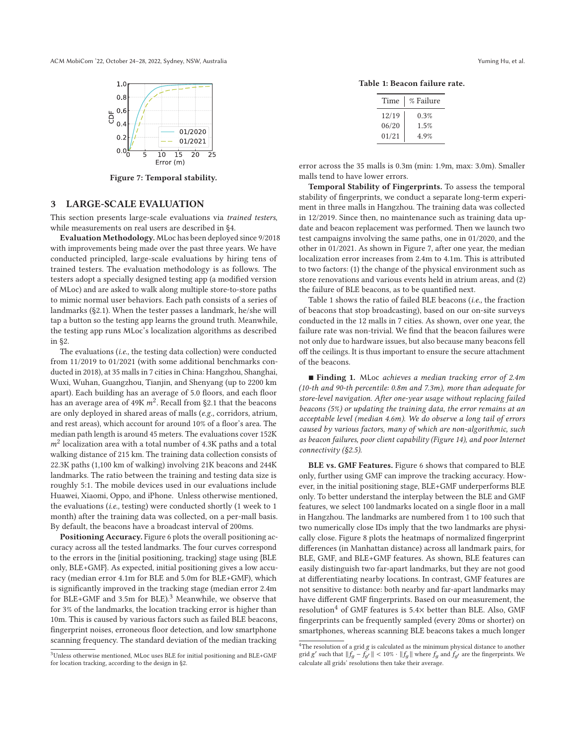Figure 7: Temporal stability.

## 3 LARGE-SCALE EVALUATION

This section presents large-scale evaluations via *trained testers*, while measurements on real users are described in §4.

**Evaluation Methodology.** MLoc has been deployed since 9/2018 with improvements being made over the past three years. We have conducted principled, large-scale evaluations by hiring tens of trained testers. The evaluation methodology is as follows. The testers adopt a specially designed testing app (a modified version of MLoc) and are asked to walk along multiple store-to-store paths to mimic normal user behaviors. Each path consists of a series of landmarks (§2.1). When the tester passes a landmark, he/she will tap a button so the testing app learns the ground truth. Meanwhile, the testing app runs MLoc's localization algorithms as described in §2.

The evaluations (*i.e.,* the testing data collection) were conducted from 11/2019 to 01/2021 (with some additional benchmarks conducted in 2018), at 35 malls in 7 cities in China: Hangzhou, Shanghai, Wuxi, Wuhan, Guangzhou, Tianjin, and Shenyang (up to 2200 km apart). Each building has an average of 5.0 floors, and each floor has an average area of 49K $m^2$. Recall from §2.1 that the beacons are only deployed in shared areas of malls (*e.g.,* corridors, atrium, and rest areas), which account for around 10% of a floor's area. The median path length is around 45 meters. The evaluations cover 152K $m^2$ localization area with a total number of 4.3K paths and a total walking distance of 215 km. The training data collection consists of 22.3K paths (1,100 km of walking) involving 21K beacons and 244K landmarks. The ratio between the training and testing data size is roughly 5:1. The mobile devices used in our evaluations include Huawei, Xiaomi, Oppo, and iPhone. Unless otherwise mentioned, the evaluations (*i.e.,* testing) were conducted shortly (1 week to 1 month) after the training data was collected, on a per-mall basis. By default, the beacons have a broadcast interval of 200ms.

**Positioning Accuracy.** Figure 6 plots the overall positioning accuracy across all the tested landmarks. The four curves correspond to the errors in the {initial positioning, tracking} stage using {BLE only, BLE+GMF}. As expected, initial positioning gives a low accuracy (median error 4.1m for BLE and 5.0m for BLE+GMF), which is significantly improved in the tracking stage (median error 2.4m for BLE+GMF and 3.5m for BLE).[3] Meanwhile, we observe that for 3% of the landmarks, the location tracking error is higher than 10m. This is caused by various factors such as failed BLE beacons, fingerprint noises, erroneous floor detection, and low smartphone scanning frequency. The standard deviation of the median tracking error across the 35 malls is 0.3m (min: 1.9m, max: 3.0m). Smaller malls tend to have lower errors.

[3] Unless otherwise mentioned, MLoc uses BLE for initial positioning and BLE+GMF for location tracking, according to the design in §2.

Table 1: Beacon failure rate.

| Time | % Failure |
|---|---|
| 12/19 | 0.3% |
| 06/20 | 1.5% |
| 01/21 | 4.9% |

**Temporal Stability of Fingerprints.** To assess the temporal stability of fingerprints, we conduct a separate long-term experiment in three malls in Hangzhou. The training data was collected in 12/2019. Since then, no maintenance such as training data update and beacon replacement was performed. Then we launch two test campaigns involving the same paths, one in 01/2020, and the other in 01/2021. As shown in Figure 7, after one year, the median localization error increases from 2.4m to 4.1m. This is attributed to two factors: (1) the change of the physical environment such as store renovations and various events held in atrium areas, and (2) the failure of BLE beacons, as to be quantified next.

Table 1 shows the ratio of failed BLE beacons (*i.e.,* the fraction of beacons that stop broadcasting), based on our on-site surveys conducted in the 12 malls in 7 cities. As shown, over one year, the failure rate was non-trivial. We find that the beacon failures were not only due to hardware issues, but also because many beacons fell off the ceilings. It is thus important to ensure the secure attachment of the beacons.

■ **Finding 1.** MLoc *achieves a median tracking error of 2.4m (10-th and 90-th percentile: 0.8m and 7.3m), more than adequate for store-level navigation. After one-year usage without replacing failed beacons (5%) or updating the training data, the error remains at an acceptable level (median 4.6m). We do observe a long tail of errors caused by various factors, many of which are non-algorithmic, such as beacon failures, poor client capability (Figure 14), and poor Internet connectivity (§2.5).*

**BLE vs. GMF Features.** Figure 6 shows that compared to BLE only, further using GMF can improve the tracking accuracy. However, in the initial positioning stage, BLE+GMF underperforms BLE only. To better understand the interplay between the BLE and GMF features, we select 100 landmarks located on a single floor in a mall in Hangzhou. The landmarks are numbered from 1 to 100 such that two numerically close IDs imply that the two landmarks are physically close. Figure 8 plots the heatmaps of normalized fingerprint differences (in Manhattan distance) across all landmark pairs, for BLE, GMF, and BLE+GMF features. As shown, BLE features can easily distinguish two far-apart landmarks, but they are not good at differentiating nearby locations. In contrast, GMF features are not sensitive to distance: both nearby and far-apart landmarks may have different GMF fingerprints. Based on our measurement, the resolution[4] of GMF features is 5.4× better than BLE. Also, GMF fingerprints can be frequently sampled (every 20ms or shorter) on smartphones, whereas scanning BLE beacons takes a much longer

[4] The resolution of a grid $g$ is calculated as the minimum physical distance to another grid $g'$ such that $\|f_g - f_{g'}\| < 10\% \cdot \|f_g\|$ where $f_g$ and $f_{g'}$ are the fingerprints. We calculate all grids' resolutions then take their average.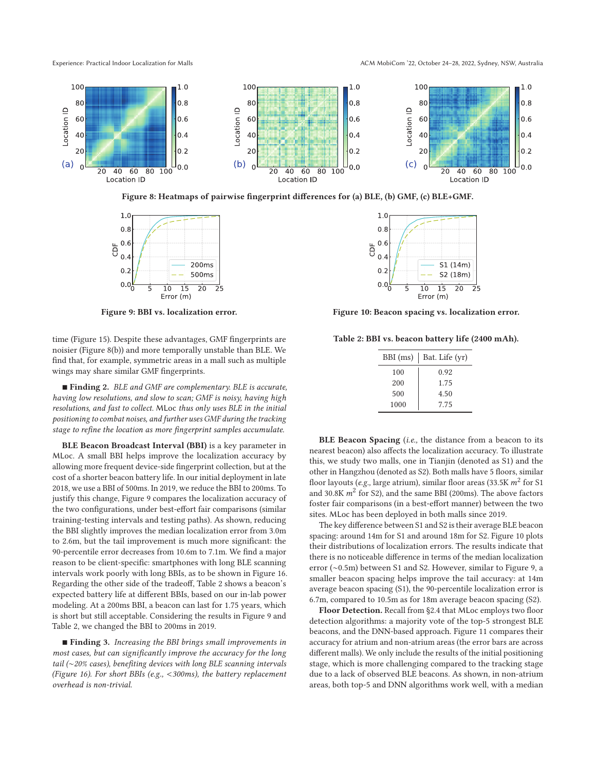Figure 8: Heatmaps of pairwise fingerprint differences for (a) BLE, (b) GMF, (c) BLE+GMF.

Figure 9: BBI vs. localization error.

Figure 10: Beacon spacing vs. localization error.

time (Figure 15). Despite these advantages, GMF fingerprints are noisier (Figure 8(b)) and more temporally unstable than BLE. We find that, for example, symmetric areas in a mall such as multiple wings may share similar GMF fingerprints.

■ **Finding 2.** *BLE and GMF are complementary. BLE is accurate, having low resolutions, and slow to scan; GMF is noisy, having high resolutions, and fast to collect.* MLoc *thus only uses BLE in the initial positioning to combat noises, and further uses GMF during the tracking stage to refine the location as more fingerprint samples accumulate.*

**BLE Beacon Broadcast Interval (BBI)** is a key parameter in MLoc. A small BBI helps improve the localization accuracy by allowing more frequent device-side fingerprint collection, but at the cost of a shorter beacon battery life. In our initial deployment in late 2018, we use a BBI of 500ms. In 2019, we reduce the BBI to 200ms. To justify this change, Figure 9 compares the localization accuracy of the two configurations, under best-effort fair comparisons (similar training-testing intervals and testing paths). As shown, reducing the BBI slightly improves the median localization error from 3.0m to 2.6m, but the tail improvement is much more significant: the 90-percentile error decreases from 10.6m to 7.1m. We find a major reason to be client-specific: smartphones with long BLE scanning intervals work poorly with long BBIs, as to be shown in Figure 16. Regarding the other side of the tradeoff, Table 2 shows a beacon's expected battery life at different BBIs, based on our in-lab power modeling. At a 200ms BBI, a beacon can last for 1.75 years, which is short but still acceptable. Considering the results in Figure 9 and Table 2, we changed the BBI to 200ms in 2019.

■ **Finding 3.** *Increasing the BBI brings small improvements in most cases, but can significantly improve the accuracy for the long tail (~20% cases), benefiting devices with long BLE scanning intervals (Figure 16). For short BBIs (e.g., <300ms), the battery replacement overhead is non-trivial.*

Table 2: BBI vs. beacon battery life (2400 mAh).

| BBI (ms) | Bat. Life (yr) |
|---|---|
| 100 | 0.92 |
| 200 | 1.75 |
| 500 | 4.50 |
| 1000 | 7.75 |

**BLE Beacon Spacing** (*i.e.,* the distance from a beacon to its nearest beacon) also affects the localization accuracy. To illustrate this, we study two malls, one in Tianjin (denoted as S1) and the other in Hangzhou (denoted as S2). Both malls have 5 floors, similar floor layouts (*e.g.,* large atrium), similar floor areas (33.5K $m^2$ for S1 and 30.8K $m^2$ for S2), and the same BBI (200ms). The above factors foster fair comparisons (in a best-effort manner) between the two sites. MLoc has been deployed in both malls since 2019.

The key difference between S1 and S2 is their average BLE beacon spacing: around 14m for S1 and around 18m for S2. Figure 10 plots their distributions of localization errors. The results indicate that there is no noticeable difference in terms of the median localization error (~0.5m) between S1 and S2. However, similar to Figure 9, a smaller beacon spacing helps improve the tail accuracy: at 14m average beacon spacing (S1), the 90-percentile localization error is 6.7m, compared to 10.5m as for 18m average beacon spacing (S2).

**Floor Detection.** Recall from §2.4 that MLoc employs two floor detection algorithms: a majority vote of the top-5 strongest BLE beacons, and the DNN-based approach. Figure 11 compares their accuracy for atrium and non-atrium areas (the error bars are across different malls). We only include the results of the initial positioning stage, which is more challenging compared to the tracking stage due to a lack of observed BLE beacons. As shown, in non-atrium areas, both top-5 and DNN algorithms work well, with a median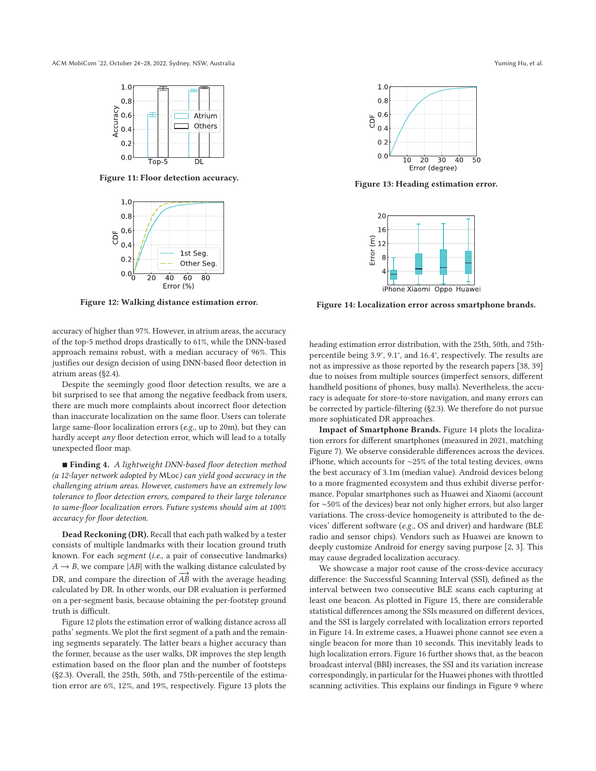Figure 11: Floor detection accuracy.

Figure 12: Walking distance estimation error.

Figure 13: Heading estimation error.

Figure 14: Localization error across smartphone brands.

accuracy of higher than 97%. However, in atrium areas, the accuracy of the top-5 method drops drastically to 61%, while the DNN-based approach remains robust, with a median accuracy of 96%. This justifies our design decision of using DNN-based floor detection in atrium areas (§2.4).

Despite the seemingly good floor detection results, we are a bit surprised to see that among the negative feedback from users, there are much more complaints about incorrect floor detection than inaccurate localization on the same floor. Users can tolerate large same-floor localization errors (*e.g.,* up to 20m), but they can hardly accept *any* floor detection error, which will lead to a totally unexpected floor map.

■ **Finding 4.** *A lightweight DNN-based floor detection method (a 12-layer network adopted by* MLoc*) can yield good accuracy in the challenging atrium areas. However, customers have an extremely low tolerance to floor detection errors, compared to their large tolerance to same-floor localization errors. Future systems should aim at 100% accuracy for floor detection.*

**Dead Reckoning (DR).** Recall that each path walked by a tester consists of multiple landmarks with their location ground truth known. For each *segment* (*i.e.,* a pair of consecutive landmarks) $A \rightarrow B$, we compare $|AB|$ with the walking distance calculated by DR, and compare the direction of $\overrightarrow{AB}$ with the average heading calculated by DR. In other words, our DR evaluation is performed on a per-segment basis, because obtaining the per-footstep ground truth is difficult.

Figure 12 plots the estimation error of walking distance across all paths' segments. We plot the first segment of a path and the remaining segments separately. The latter bears a higher accuracy than the former, because as the user walks, DR improves the step length estimation based on the floor plan and the number of footsteps (§2.3). Overall, the 25th, 50th, and 75th-percentile of the estimation error are 6%, 12%, and 19%, respectively. Figure 13 plots the heading estimation error distribution, with the 25th, 50th, and 75th-percentile being 3.9°, 9.1°, and 16.4°, respectively. The results are not as impressive as those reported by the research papers [38, 39] due to noises from multiple sources (imperfect sensors, different handheld positions of phones, busy malls). Nevertheless, the accuracy is adequate for store-to-store navigation, and many errors can be corrected by particle-filtering (§2.3). We therefore do not pursue more sophisticated DR approaches.

**Impact of Smartphone Brands.** Figure 14 plots the localization errors for different smartphones (measured in 2021, matching Figure 7). We observe considerable differences across the devices. iPhone, which accounts for ~25% of the total testing devices, owns the best accuracy of 3.1m (median value). Android devices belong to a more fragmented ecosystem and thus exhibit diverse performance. Popular smartphones such as Huawei and Xiaomi (account for ~50% of the devices) bear not only higher errors, but also larger variations. The cross-device homogeneity is attributed to the devices' different software (*e.g.,* OS and driver) and hardware (BLE radio and sensor chips). Vendors such as Huawei are known to deeply customize Android for energy saving purpose [2, 3]. This may cause degraded localization accuracy.

We showcase a major root cause of the cross-device accuracy difference: the Successful Scanning Interval (SSI), defined as the interval between two consecutive BLE scans each capturing at least one beacon. As plotted in Figure 15, there are considerable statistical differences among the SSIs measured on different devices, and the SSI is largely correlated with localization errors reported in Figure 14. In extreme cases, a Huawei phone cannot see even a single beacon for more than 10 seconds. This inevitably leads to high localization errors. Figure 16 further shows that, as the beacon broadcast interval (BBI) increases, the SSI and its variation increase correspondingly, in particular for the Huawei phones with throttled scanning activities. This explains our findings in Figure 9 where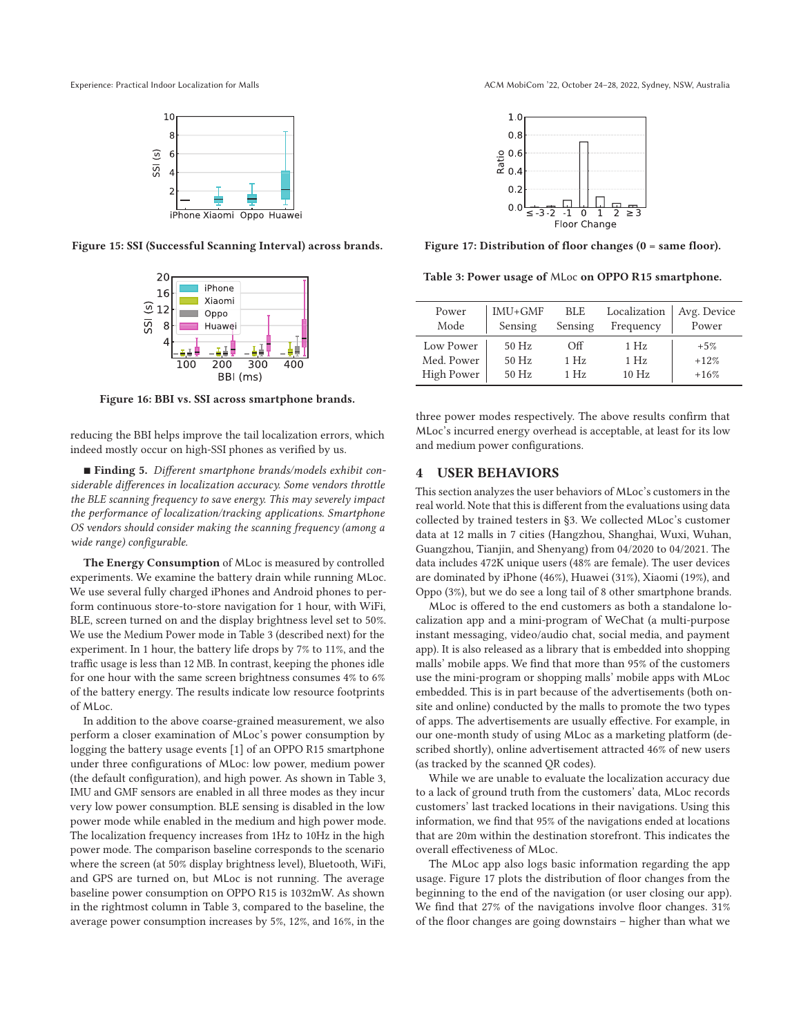Figure 15: SSI (Successful Scanning Interval) across brands.

Figure 16: BBI vs. SSI across smartphone brands.

reducing the BBI helps improve the tail localization errors, which indeed mostly occur on high-SSI phones as verified by us.

■ **Finding 5.** *Different smartphone brands/models exhibit considerable differences in localization accuracy. Some vendors throttle the BLE scanning frequency to save energy. This may severely impact the performance of localization/tracking applications. Smartphone OS vendors should consider making the scanning frequency (among a wide range) configurable.*

**The Energy Consumption** of MLoc is measured by controlled experiments. We examine the battery drain while running MLoc. We use several fully charged iPhones and Android phones to perform continuous store-to-store navigation for 1 hour, with WiFi, BLE, screen turned on and the display brightness level set to 50%. We use the Medium Power mode in Table 3 (described next) for the experiment. In 1 hour, the battery life drops by 7% to 11%, and the traffic usage is less than 12 MB. In contrast, keeping the phones idle for one hour with the same screen brightness consumes 4% to 6% of the battery energy. The results indicate low resource footprints of MLoc.

In addition to the above coarse-grained measurement, we also perform a closer examination of MLoc's power consumption by logging the battery usage events [1] of an OPPO R15 smartphone under three configurations of MLoc: low power, medium power (the default configuration), and high power. As shown in Table 3, IMU and GMF sensors are enabled in all three modes as they incur very low power consumption. BLE sensing is disabled in the low power mode while enabled in the medium and high power mode. The localization frequency increases from 1Hz to 10Hz in the high power mode. The comparison baseline corresponds to the scenario where the screen (at 50% display brightness level), Bluetooth, WiFi, and GPS are turned on, but MLoc is not running. The average baseline power consumption on OPPO R15 is 1032mW. As shown in the rightmost column in Table 3, compared to the baseline, the average power consumption increases by 5%, 12%, and 16%, in the three power modes respectively. The above results confirm that MLoc's incurred energy overhead is acceptable, at least for its low and medium power configurations.

Figure 17: Distribution of floor changes (0 = same floor).

Table 3: Power usage of MLoc on OPPO R15 smartphone.

| Power Mode | IMU+GMF Sensing | BLE Sensing | Localization Frequency | Avg. Device Power |
|---|---|---|---|---|
| Low Power | 50 Hz | Off | 1 Hz | +5% |
| Med. Power | 50 Hz | 1 Hz | 1 Hz | +12% |
| High Power | 50 Hz | 1 Hz | 10 Hz | +16% |

## 4 USER BEHAVIORS

This section analyzes the user behaviors of MLoc's customers in the real world. Note that this is different from the evaluations using data collected by trained testers in §3. We collected MLoc's customer data at 12 malls in 7 cities (Hangzhou, Shanghai, Wuxi, Wuhan, Guangzhou, Tianjin, and Shenyang) from 04/2020 to 04/2021. The data includes 472K unique users (48% are female). The user devices are dominated by iPhone (46%), Huawei (31%), Xiaomi (19%), and Oppo (3%), but we do see a long tail of 8 other smartphone brands.

MLoc is offered to the end customers as both a standalone localization app and a mini-program of WeChat (a multi-purpose instant messaging, video/audio chat, social media, and payment app). It is also released as a library that is embedded into shopping malls' mobile apps. We find that more than 95% of the customers use the mini-program or shopping malls' mobile apps with MLoc embedded. This is in part because of the advertisements (both on-site and online) conducted by the malls to promote the two types of apps. The advertisements are usually effective. For example, in our one-month study of using MLoc as a marketing platform (described shortly), online advertisement attracted 46% of new users (as tracked by the scanned QR codes).

While we are unable to evaluate the localization accuracy due to a lack of ground truth from the customers' data, MLoc records customers' last tracked locations in their navigations. Using this information, we find that 95% of the navigations ended at locations that are 20m within the destination storefront. This indicates the overall effectiveness of MLoc.

The MLoc app also logs basic information regarding the app usage. Figure 17 plots the distribution of floor changes from the beginning to the end of the navigation (or user closing our app). We find that 27% of the navigations involve floor changes. 31% of the floor changes are going downstairs – higher than what we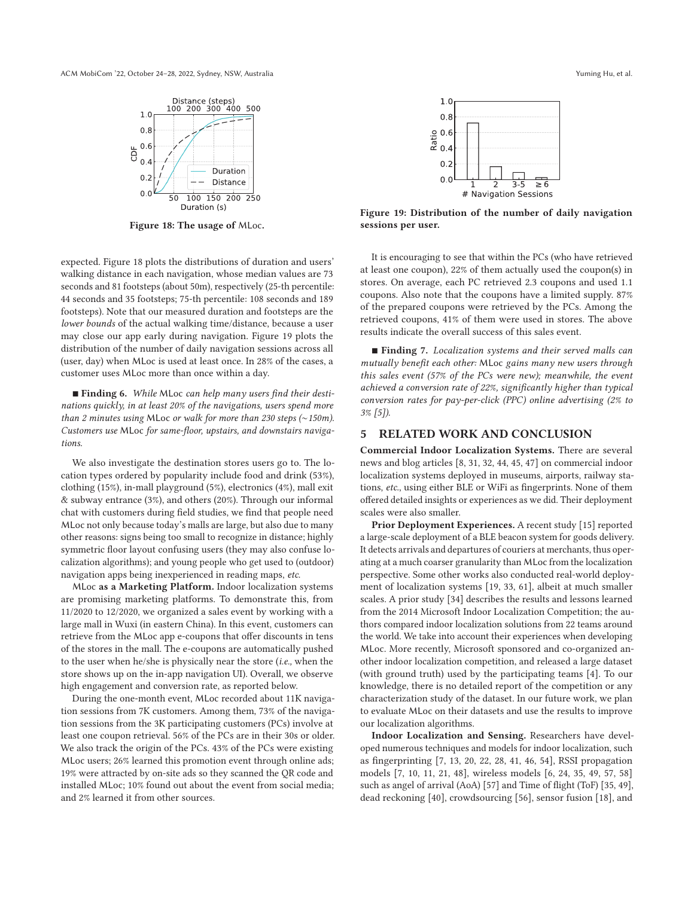Figure 18: The usage of MLoc.

Figure 19: Distribution of the number of daily navigation sessions per user.

expected. Figure 18 plots the distributions of duration and users' walking distance in each navigation, whose median values are 73 seconds and 81 footsteps (about 50m), respectively (25-th percentile: 44 seconds and 35 footsteps; 75-th percentile: 108 seconds and 189 footsteps). Note that our measured duration and footsteps are the *lower bounds* of the actual walking time/distance, because a user may close our app early during navigation. Figure 19 plots the distribution of the number of daily navigation sessions across all (user, day) when MLoc is used at least once. In 28% of the cases, a customer uses MLoc more than once within a day.

■ **Finding 6.** *While* MLoc *can help many users find their destinations quickly, in at least 20% of the navigations, users spend more than 2 minutes using* MLoc *or walk for more than 230 steps (∼150m). Customers use* MLoc *for same-floor, upstairs, and downstairs navigations.*

We also investigate the destination stores users go to. The location types ordered by popularity include food and drink (53%), clothing (15%), in-mall playground (5%), electronics (4%), mall exit & subway entrance (3%), and others (20%). Through our informal chat with customers during field studies, we find that people need MLoc not only because today's malls are large, but also due to many other reasons: signs being too small to recognize in distance; highly symmetric floor layout confusing users (they may also confuse localization algorithms); and young people who get used to (outdoor) navigation apps being inexperienced in reading maps, *etc.*

MLoc **as a Marketing Platform.** Indoor localization systems are promising marketing platforms. To demonstrate this, from 11/2020 to 12/2020, we organized a sales event by working with a large mall in Wuxi (in eastern China). In this event, customers can retrieve from the MLoc app e-coupons that offer discounts in tens of the stores in the mall. The e-coupons are automatically pushed to the user when he/she is physically near the store (*i.e.,* when the store shows up on the in-app navigation UI). Overall, we observe high engagement and conversion rate, as reported below.

During the one-month event, MLoc recorded about 11K navigation sessions from 7K customers. Among them, 73% of the navigation sessions from the 3K participating customers (PCs) involve at least one coupon retrieval. 56% of the PCs are in their 30s or older. We also track the origin of the PCs. 43% of the PCs were existing MLoc users; 26% learned this promotion event through online ads; 19% were attracted by on-site ads so they scanned the QR code and installed MLoc; 10% found out about the event from social media; and 2% learned it from other sources.

It is encouraging to see that within the PCs (who have retrieved at least one coupon), 22% of them actually used the coupon(s) in stores. On average, each PC retrieved 2.3 coupons and used 1.1 coupons. Also note that the coupons have a limited supply. 87% of the prepared coupons were retrieved by the PCs. Among the retrieved coupons, 41% of them were used in stores. The above results indicate the overall success of this sales event.

■ **Finding 7.** *Localization systems and their served malls can mutually benefit each other:* MLoc *gains many new users through this sales event (57% of the PCs were new); meanwhile, the event achieved a conversion rate of 22%, significantly higher than typical conversion rates for pay-per-click (PPC) online advertising (2% to 3% [5]).*

# 5 RELATED WORK AND CONCLUSION

**Commercial Indoor Localization Systems.** There are several news and blog articles [8, 31, 32, 44, 45, 47] on commercial indoor localization systems deployed in museums, airports, railway stations, *etc.,* using either BLE or WiFi as fingerprints. None of them offered detailed insights or experiences as we did. Their deployment scales were also smaller.

**Prior Deployment Experiences.** A recent study [15] reported a large-scale deployment of a BLE beacon system for goods delivery. It detects arrivals and departures of couriers at merchants, thus operating at a much coarser granularity than MLoc from the localization perspective. Some other works also conducted real-world deployment of localization systems [19, 33, 61], albeit at much smaller scales. A prior study [34] describes the results and lessons learned from the 2014 Microsoft Indoor Localization Competition; the authors compared indoor localization solutions from 22 teams around the world. We take into account their experiences when developing MLoc. More recently, Microsoft sponsored and co-organized another indoor localization competition, and released a large dataset (with ground truth) used by the participating teams [4]. To our knowledge, there is no detailed report of the competition or any characterization study of the dataset. In our future work, we plan to evaluate MLoc on their datasets and use the results to improve our localization algorithms.

**Indoor Localization and Sensing.** Researchers have developed numerous techniques and models for indoor localization, such as fingerprinting [7, 13, 20, 22, 28, 41, 46, 54], RSSI propagation models [7, 10, 11, 21, 48], wireless models [6, 24, 35, 49, 57, 58] such as angel of arrival (AoA) [57] and Time of flight (ToF) [35, 49], dead reckoning [40], crowdsourcing [56], sensor fusion [18], and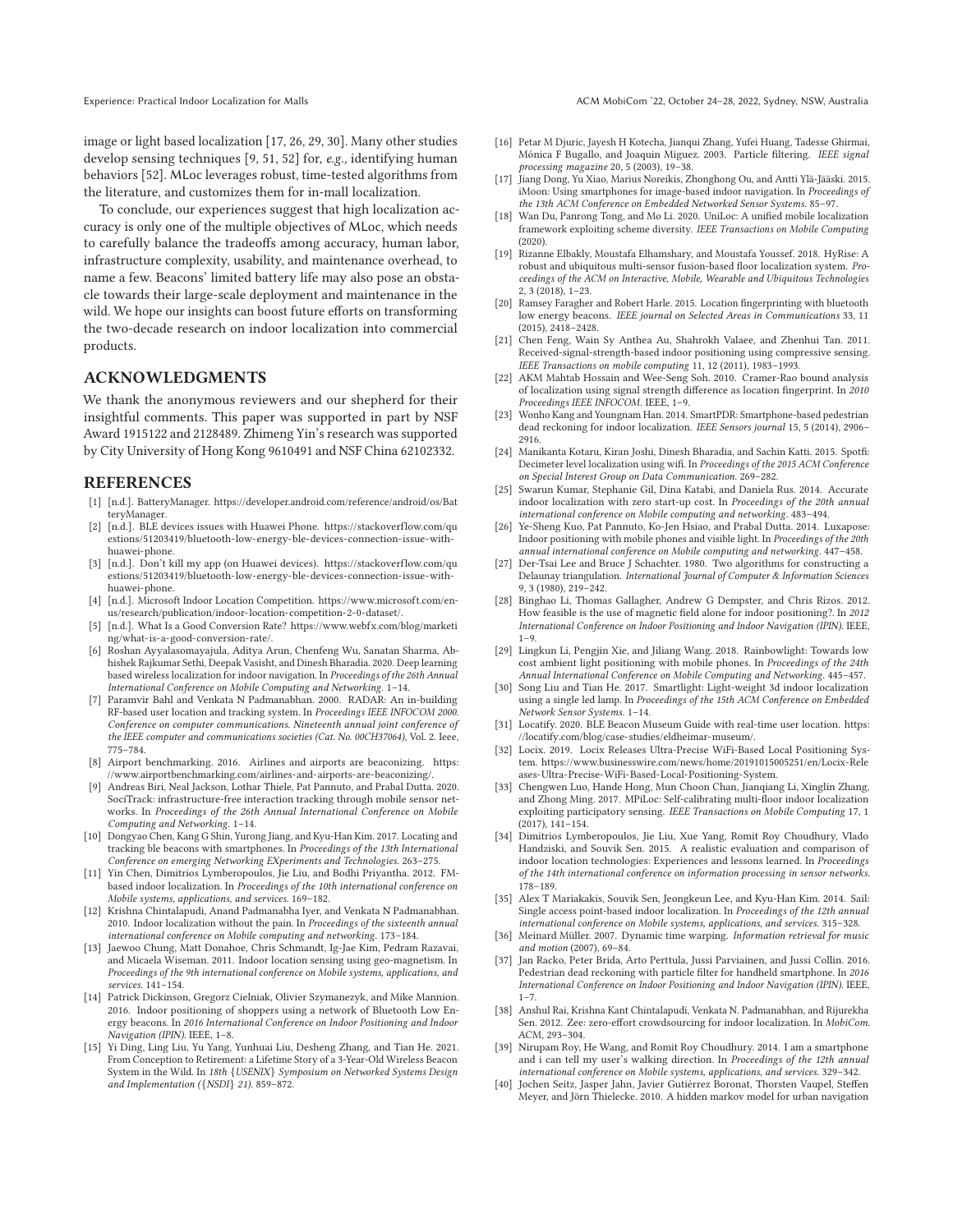image or light based localization [17, 26, 29, 30]. Many other studies develop sensing techniques [9, 51, 52] for, *e.g.*, identifying human behaviors [52]. MLoc leverages robust, time-tested algorithms from the literature, and customizes them for in-mall localization.

To conclude, our experiences suggest that high localization accuracy is only one of the multiple objectives of MLoc, which needs to carefully balance the tradeoffs among accuracy, human labor, infrastructure complexity, usability, and maintenance overhead, to name a few. Beacons' limited battery life may also pose an obstacle towards their large-scale deployment and maintenance in the wild. We hope our insights can boost future efforts on transforming the two-decade research on indoor localization into commercial products.

## ACKNOWLEDGMENTS

We thank the anonymous reviewers and our shepherd for their insightful comments. This paper was supported in part by NSF Award 1915122 and 2128489. Zhimeng Yin's research was supported by City University of Hong Kong 9610491 and NSF China 62102332.

## REFERENCES

- [1] [n.d.]. BatteryManager. https://developer.android.com/reference/android/os/BatteryManager.
- [2] [n.d.]. BLE devices issues with Huawei Phone. https://stackoverflow.com/questions/51203419/bluetooth-low-energy-ble-devices-connection-issue-with-huawei-phone.
- [3] [n.d.]. Don't kill my app (on Huawei devices). https://stackoverflow.com/questions/51203419/bluetooth-low-energy-ble-devices-connection-issue-with-huawei-phone.
- [4] [n.d.]. Microsoft Indoor Location Competition. https://www.microsoft.com/en-us/research/publication/indoor-location-competition-2-0-dataset/.
- [5] [n.d.]. What Is a Good Conversion Rate? https://www.webfx.com/blog/marketing/what-is-a-good-conversion-rate/.
- [6] Roshan Ayyalasomayajula, Aditya Arun, Chenfeng Wu, Sanatan Sharma, Abhishek Rajkumar Sethi, Deepak Vasisht, and Dinesh Bharadia. 2020. Deep learning based wireless localization for indoor navigation. In *Proceedings of the 26th Annual International Conference on Mobile Computing and Networking*. 1–14.
- [7] Paramvir Bahl and Venkata N Padmanabhan. 2000. RADAR: An in-building RF-based user location and tracking system. In *Proceedings IEEE INFOCOM 2000. Conference on computer communications. Nineteenth annual joint conference of the IEEE computer and communications societies (Cat. No. 00CH37064)*, Vol. 2. Ieee, 775–784.
- [8] Airport benchmarking. 2016. Airlines and airports are beaconizing. https://www.airportbenchmarking.com/airlines-and-airports-are-beaconizing/.
- [9] Andreas Biri, Neal Jackson, Lothar Thiele, Pat Pannuto, and Prabal Dutta. 2020. SociTrack: infrastructure-free interaction tracking through mobile sensor networks. In *Proceedings of the 26th Annual International Conference on Mobile Computing and Networking*. 1–14.
- [10] Dongyao Chen, Kang G Shin, Yurong Jiang, and Kyu-Han Kim. 2017. Locating and tracking ble beacons with smartphones. In *Proceedings of the 13th International Conference on emerging Networking EXperiments and Technologies*. 263–275.
- [11] Yin Chen, Dimitrios Lymberopoulos, Jie Liu, and Bodhi Priyantha. 2012. FM-based indoor localization. In *Proceedings of the 10th international conference on Mobile systems, applications, and services*. 169–182.
- [12] Krishna Chintalapudi, Anand Padmanabha Iyer, and Venkata N Padmanabhan. 2010. Indoor localization without the pain. In *Proceedings of the sixteenth annual international conference on Mobile computing and networking*. 173–184.
- [13] Jaewoo Chung, Matt Donahoe, Chris Schmandt, Ig-Jae Kim, Pedram Razavai, and Micaela Wiseman. 2011. Indoor location sensing using geo-magnetism. In *Proceedings of the 9th international conference on Mobile systems, applications, and services*. 141–154.
- [14] Patrick Dickinson, Gregorz Cielniak, Olivier Szymanezyk, and Mike Mannion. 2016. Indoor positioning of shoppers using a network of Bluetooth Low Energy beacons. In *2016 International Conference on Indoor Positioning and Indoor Navigation (IPIN)*. IEEE, 1–8.
- [15] Yi Ding, Ling Liu, Yu Yang, Yunhuai Liu, Desheng Zhang, and Tian He. 2021. From Conception to Retirement: a Lifetime Story of a 3-Year-Old Wireless Beacon System in the Wild. In *18th {USENIX} Symposium on Networked Systems Design and Implementation ({NSDI} 21)*. 859–872.
- [16] Petar M Djuric, Jayesh H Kotecha, Jianqui Zhang, Yufei Huang, Tadesse Ghirmai, Mónica F Bugallo, and Joaquin Miguez. 2003. Particle filtering. *IEEE signal processing magazine* 20, 5 (2003), 19–38.
- [17] Jiang Dong, Yu Xiao, Marius Noreikis, Zhonghong Ou, and Antti Ylä-Jääski. 2015. iMoon: Using smartphones for image-based indoor navigation. In *Proceedings of the 13th ACM Conference on Embedded Networked Sensor Systems*. 85–97.
- [18] Wan Du, Panrong Tong, and Mo Li. 2020. UniLoc: A unified mobile localization framework exploiting scheme diversity. *IEEE Transactions on Mobile Computing* (2020).
- [19] Rizanne Elbakly, Moustafa Elhamshary, and Moustafa Youssef. 2018. HyRise: A robust and ubiquitous multi-sensor fusion-based floor localization system. *Proceedings of the ACM on Interactive, Mobile, Wearable and Ubiquitous Technologies* 2, 3 (2018), 1–23.
- [20] Ramsey Faragher and Robert Harle. 2015. Location fingerprinting with bluetooth low energy beacons. *IEEE journal on Selected Areas in Communications* 33, 11 (2015), 2418–2428.
- [21] Chen Feng, Wain Sy Anthea Au, Shahrokh Valaee, and Zhenhui Tan. 2011. Received-signal-strength-based indoor positioning using compressive sensing. *IEEE Transactions on mobile computing* 11, 12 (2011), 1983–1993.
- [22] AKM Mahtab Hossain and Wee-Seng Soh. 2010. Cramer-Rao bound analysis of localization using signal strength difference as location fingerprint. In *2010 Proceedings IEEE INFOCOM*. IEEE, 1–9.
- [23] Wonho Kang and Youngnam Han. 2014. SmartPDR: Smartphone-based pedestrian dead reckoning for indoor localization. *IEEE Sensors journal* 15, 5 (2014), 2906–2916.
- [24] Manikanta Kotaru, Kiran Joshi, Dinesh Bharadia, and Sachin Katti. 2015. Spotfi: Decimeter level localization using wifi. In *Proceedings of the 2015 ACM Conference on Special Interest Group on Data Communication*. 269–282.
- [25] Swarun Kumar, Stephanie Gil, Dina Katabi, and Daniela Rus. 2014. Accurate indoor localization with zero start-up cost. In *Proceedings of the 20th annual international conference on Mobile computing and networking*. 483–494.
- [26] Ye-Sheng Kuo, Pat Pannuto, Ko-Jen Hsiao, and Prabal Dutta. 2014. Luxapose: Indoor positioning with mobile phones and visible light. In *Proceedings of the 20th annual international conference on Mobile computing and networking*. 447–458.
- [27] Der-Tsai Lee and Bruce J Schachter. 1980. Two algorithms for constructing a Delaunay triangulation. *International Journal of Computer & Information Sciences* 9, 3 (1980), 219–242.
- [28] Binghao Li, Thomas Gallagher, Andrew G Dempster, and Chris Rizos. 2012. How feasible is the use of magnetic field alone for indoor positioning?. In *2012 International Conference on Indoor Positioning and Indoor Navigation (IPIN)*. IEEE, 1–9.
- [29] Lingkun Li, Pengjin Xie, and Jiliang Wang. 2018. Rainbowlight: Towards low cost ambient light positioning with mobile phones. In *Proceedings of the 24th Annual International Conference on Mobile Computing and Networking*. 445–457.
- [30] Song Liu and Tian He. 2017. Smartlight: Light-weight 3d indoor localization using a single led lamp. In *Proceedings of the 15th ACM Conference on Embedded Network Sensor Systems*. 1–14.
- [31] Locatify. 2020. BLE Beacon Museum Guide with real-time user location. https://locatify.com/blog/case-studies/eldheimar-museum/.
- [32] Locix. 2019. Locix Releases Ultra-Precise WiFi-Based Local Positioning System. https://www.businesswire.com/news/home/20191015005251/en/Locix-Releases-Ultra-Precise-WiFi-Based-Local-Positioning-System.
- [33] Chengwen Luo, Hande Hong, Mun Choon Chan, Jianqiang Li, Xinglin Zhang, and Zhong Ming. 2017. MPiLoc: Self-calibrating multi-floor indoor localization exploiting participatory sensing. *IEEE Transactions on Mobile Computing* 17, 1 (2017), 141–154.
- [34] Dimitrios Lymberopoulos, Jie Liu, Xue Yang, Romit Roy Choudhury, Vlado Handziski, and Souvik Sen. 2015. A realistic evaluation and comparison of indoor location technologies: Experiences and lessons learned. In *Proceedings of the 14th international conference on information processing in sensor networks*. 178–189.
- [35] Alex T Mariakakis, Souvik Sen, Jeongkeun Lee, and Kyu-Han Kim. 2014. Sail: Single access point-based indoor localization. In *Proceedings of the 12th annual international conference on Mobile systems, applications, and services*. 315–328.
- [36] Meinard Müller. 2007. Dynamic time warping. *Information retrieval for music and motion* (2007), 69–84.
- [37] Jan Racko, Peter Brida, Arto Perttula, Jussi Parviainen, and Jussi Collin. 2016. Pedestrian dead reckoning with particle filter for handheld smartphone. In *2016 International Conference on Indoor Positioning and Indoor Navigation (IPIN)*. IEEE, 1–7.
- [38] Anshul Rai, Krishna Kant Chintalapudi, Venkata N. Padmanabhan, and Rijurekha Sen. 2012. Zee: zero-effort crowdsourcing for indoor localization. In *MobiCom*. ACM, 293–304.
- [39] Nirupam Roy, He Wang, and Romit Roy Choudhury. 2014. I am a smartphone and i can tell my user's walking direction. In *Proceedings of the 12th annual international conference on Mobile systems, applications, and services*. 329–342.
- [40] Jochen Seitz, Jasper Jahn, Javier Gutiérrez Boronat, Thorsten Vaupel, Steffen Meyer, and Jörn Thielecke. 2010. A hidden markov model for urban navigation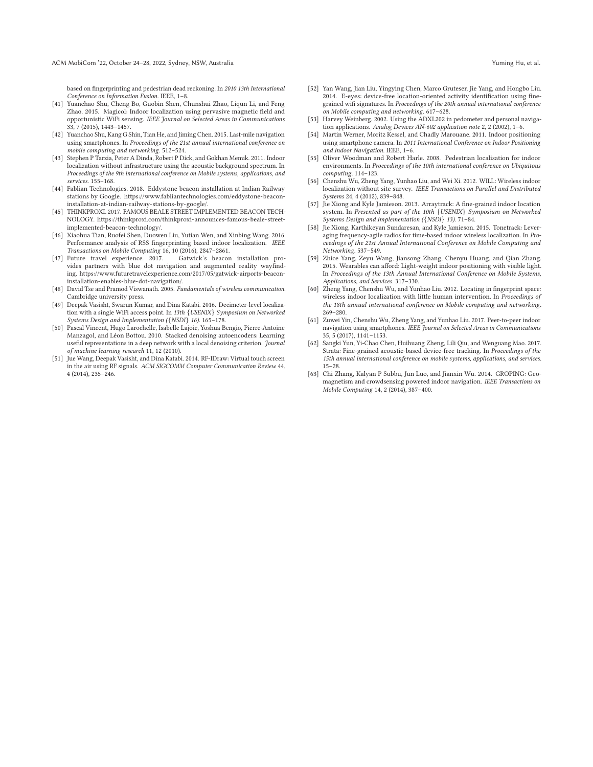based on fingerprinting and pedestrian dead reckoning. In *2010 13th International Conference on Information Fusion*. IEEE, 1–8.

[41] Yuanchao Shu, Cheng Bo, Guobin Shen, Chunshui Zhao, Liqun Li, and Feng Zhao. 2015. Magicol: Indoor localization using pervasive magnetic field and opportunistic WiFi sensing. *IEEE Journal on Selected Areas in Communications* 33, 7 (2015), 1443–1457.

[42] Yuanchao Shu, Kang G Shin, Tian He, and Jiming Chen. 2015. Last-mile navigation using smartphones. In *Proceedings of the 21st annual international conference on mobile computing and networking*. 512–524.

[43] Stephen P Tarzia, Peter A Dinda, Robert P Dick, and Gokhan Memik. 2011. Indoor localization without infrastructure using the acoustic background spectrum. In *Proceedings of the 9th international conference on Mobile systems, applications, and services*. 155–168.

[44] Fablian Technologies. 2018. Eddystone beacon installation at Indian Railway stations by Google. https://www.fabliantechnologies.com/eddystone-beacon-installation-at-indian-railway-stations-by-google/.

[45] THINKPROXI. 2017. FAMOUS BEALE STREET IMPLEMENTED BEACON TECHNOLOGY. https://thinkproxi.com/thinkproxi-announces-famous-beale-street-implemented-beacon-technology/.

[46] Xiaohua Tian, Ruofei Shen, Duowen Liu, Yutian Wen, and Xinbing Wang. 2016. Performance analysis of RSS fingerprinting based indoor localization. *IEEE Transactions on Mobile Computing* 16, 10 (2016), 2847–2861.

[47] Future travel experience. 2017. Gatwick's beacon installation provides partners with blue dot navigation and augmented reality wayfinding. https://www.futuretravelexperience.com/2017/05/gatwick-airports-beacon-installation-enables-blue-dot-navigation/.

[48] David Tse and Pramod Viswanath. 2005. *Fundamentals of wireless communication*. Cambridge university press.

[49] Deepak Vasisht, Swarun Kumar, and Dina Katabi. 2016. Decimeter-level localization with a single WiFi access point. In *13th {USENIX} Symposium on Networked Systems Design and Implementation ({NSDI} 16)*. 165–178.

[50] Pascal Vincent, Hugo Larochelle, Isabelle Lajoie, Yoshua Bengio, Pierre-Antoine Manzagol, and Léon Bottou. 2010. Stacked denoising autoencoders: Learning useful representations in a deep network with a local denoising criterion. *Journal of machine learning research* 11, 12 (2010).

[51] Jue Wang, Deepak Vasisht, and Dina Katabi. 2014. RF-IDraw: Virtual touch screen in the air using RF signals. *ACM SIGCOMM Computer Communication Review* 44, 4 (2014), 235–246.

[52] Yan Wang, Jian Liu, Yingying Chen, Marco Gruteser, Jie Yang, and Hongbo Liu. 2014. E-eyes: device-free location-oriented activity identification using fine-grained wifi signatures. In *Proceedings of the 20th annual international conference on Mobile computing and networking*. 617–628.

[53] Harvey Weinberg. 2002. Using the ADXL202 in pedometer and personal navigation applications. *Analog Devices AN-602 application note* 2, 2 (2002), 1–6.

[54] Martin Werner, Moritz Kessel, and Chadly Marouane. 2011. Indoor positioning using smartphone camera. In *2011 International Conference on Indoor Positioning and Indoor Navigation*. IEEE, 1–6.

[55] Oliver Woodman and Robert Harle. 2008. Pedestrian localisation for indoor environments. In *Proceedings of the 10th international conference on Ubiquitous computing*. 114–123.

[56] Chenshu Wu, Zheng Yang, Yunhao Liu, and Wei Xi. 2012. WILL: Wireless indoor localization without site survey. *IEEE Transactions on Parallel and Distributed Systems* 24, 4 (2012), 839–848.

[57] Jie Xiong and Kyle Jamieson. 2013. Arraytrack: A fine-grained indoor location system. In *Presented as part of the 10th {USENIX} Symposium on Networked Systems Design and Implementation ({NSDI} 13)*. 71–84.

[58] Jie Xiong, Karthikeyan Sundaresan, and Kyle Jamieson. 2015. Tonetrack: Leveraging frequency-agile radios for time-based indoor wireless localization. In *Proceedings of the 21st Annual International Conference on Mobile Computing and Networking*. 537–549.

[59] Zhice Yang, Zeyu Wang, Jiansong Zhang, Chenyu Huang, and Qian Zhang. 2015. Wearables can afford: Light-weight indoor positioning with visible light. In *Proceedings of the 13th Annual International Conference on Mobile Systems, Applications, and Services*. 317–330.

[60] Zheng Yang, Chenshu Wu, and Yunhao Liu. 2012. Locating in fingerprint space: wireless indoor localization with little human intervention. In *Proceedings of the 18th annual international conference on Mobile computing and networking*. 269–280.

[61] Zuwei Yin, Chenshu Wu, Zheng Yang, and Yunhao Liu. 2017. Peer-to-peer indoor navigation using smartphones. *IEEE Journal on Selected Areas in Communications* 35, 5 (2017), 1141–1153.

[62] Sangki Yun, Yi-Chao Chen, Huihuang Zheng, Lili Qiu, and Wenguang Mao. 2017. Strata: Fine-grained acoustic-based device-free tracking. In *Proceedings of the 15th annual international conference on mobile systems, applications, and services*. 15–28.

[63] Chi Zhang, Kalyan P Subbu, Jun Luo, and Jianxin Wu. 2014. GROPING: Geomagnetism and crowdsensing powered indoor navigation. *IEEE Transactions on Mobile Computing* 14, 2 (2014), 387–400.